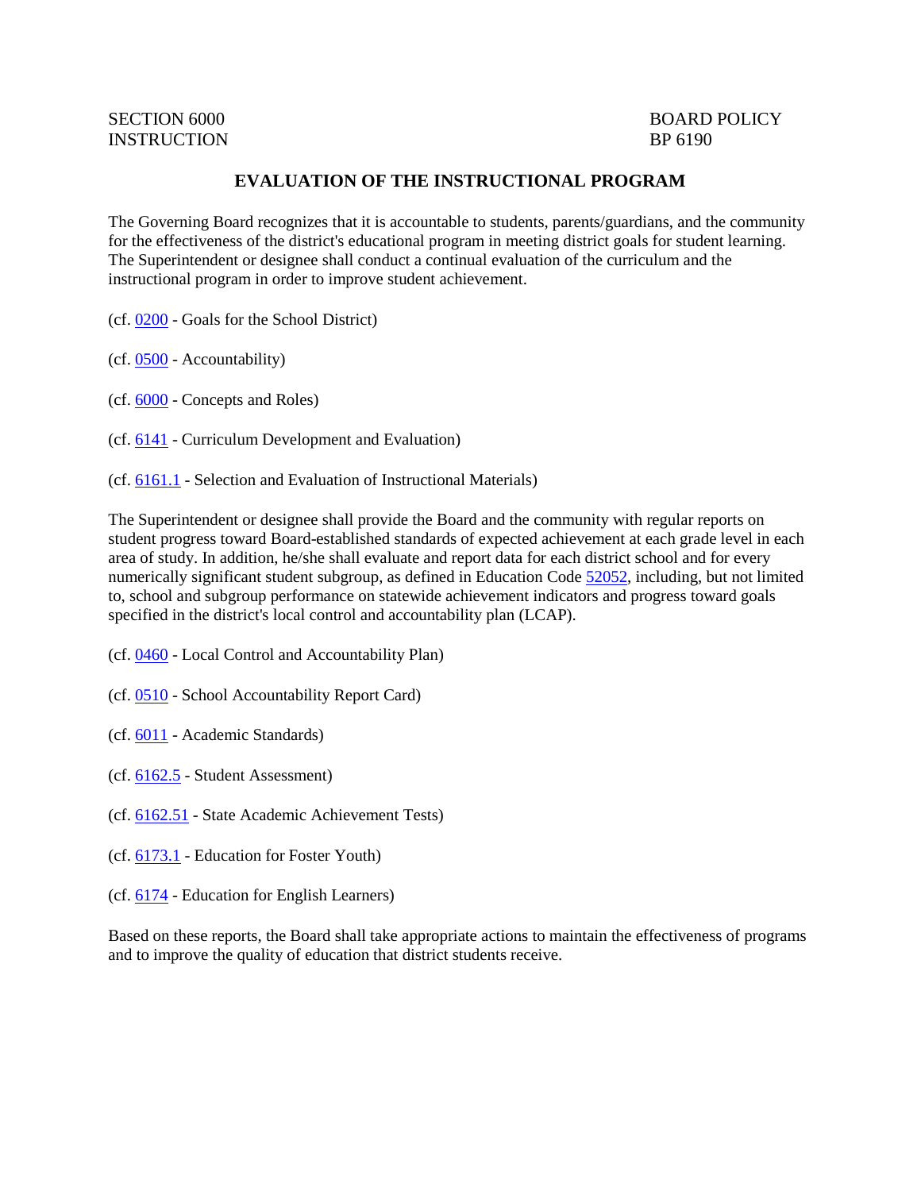SECTION 6000
INSTRUCTION

BOARD POLICY
BP 6190

# EVALUATION OF THE INSTRUCTIONAL PROGRAM

The Governing Board recognizes that it is accountable to students, parents/guardians, and the community for the effectiveness of the district's educational program in meeting district goals for student learning. The Superintendent or designee shall conduct a continual evaluation of the curriculum and the instructional program in order to improve student achievement.

(cf. 0200 - Goals for the School District)

(cf. 0500 - Accountability)

(cf. 6000 - Concepts and Roles)

(cf. 6141 - Curriculum Development and Evaluation)

(cf. 6161.1 - Selection and Evaluation of Instructional Materials)

The Superintendent or designee shall provide the Board and the community with regular reports on student progress toward Board-established standards of expected achievement at each grade level in each area of study. In addition, he/she shall evaluate and report data for each district school and for every numerically significant student subgroup, as defined in Education Code 52052, including, but not limited to, school and subgroup performance on statewide achievement indicators and progress toward goals specified in the district's local control and accountability plan (LCAP).

(cf. 0460 - Local Control and Accountability Plan)

(cf. 0510 - School Accountability Report Card)

(cf. 6011 - Academic Standards)

(cf. 6162.5 - Student Assessment)

(cf. 6162.51 - State Academic Achievement Tests)

(cf. 6173.1 - Education for Foster Youth)

(cf. 6174 - Education for English Learners)

Based on these reports, the Board shall take appropriate actions to maintain the effectiveness of programs and to improve the quality of education that district students receive.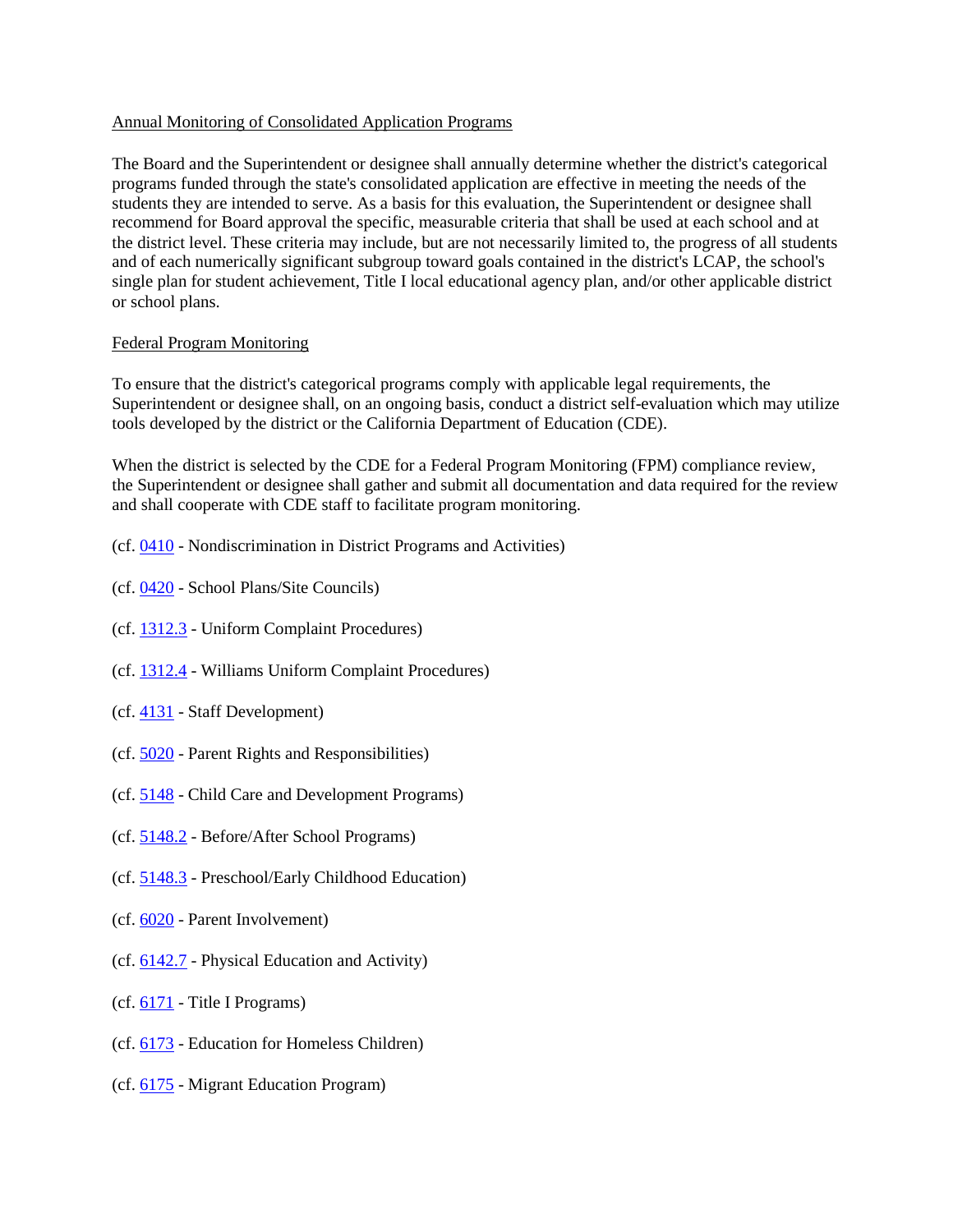Annual Monitoring of Consolidated Application Programs

The Board and the Superintendent or designee shall annually determine whether the district's categorical programs funded through the state's consolidated application are effective in meeting the needs of the students they are intended to serve. As a basis for this evaluation, the Superintendent or designee shall recommend for Board approval the specific, measurable criteria that shall be used at each school and at the district level. These criteria may include, but are not necessarily limited to, the progress of all students and of each numerically significant subgroup toward goals contained in the district's LCAP, the school's single plan for student achievement, Title I local educational agency plan, and/or other applicable district or school plans.

Federal Program Monitoring

To ensure that the district's categorical programs comply with applicable legal requirements, the Superintendent or designee shall, on an ongoing basis, conduct a district self-evaluation which may utilize tools developed by the district or the California Department of Education (CDE).

When the district is selected by the CDE for a Federal Program Monitoring (FPM) compliance review, the Superintendent or designee shall gather and submit all documentation and data required for the review and shall cooperate with CDE staff to facilitate program monitoring.

(cf. 0410 - Nondiscrimination in District Programs and Activities)

(cf. 0420 - School Plans/Site Councils)

(cf. 1312.3 - Uniform Complaint Procedures)

(cf. 1312.4 - Williams Uniform Complaint Procedures)

(cf. 4131 - Staff Development)

(cf. 5020 - Parent Rights and Responsibilities)

(cf. 5148 - Child Care and Development Programs)

(cf. 5148.2 - Before/After School Programs)

(cf. 5148.3 - Preschool/Early Childhood Education)

(cf. 6020 - Parent Involvement)

(cf. 6142.7 - Physical Education and Activity)

(cf. 6171 - Title I Programs)

(cf. 6173 - Education for Homeless Children)

(cf. 6175 - Migrant Education Program)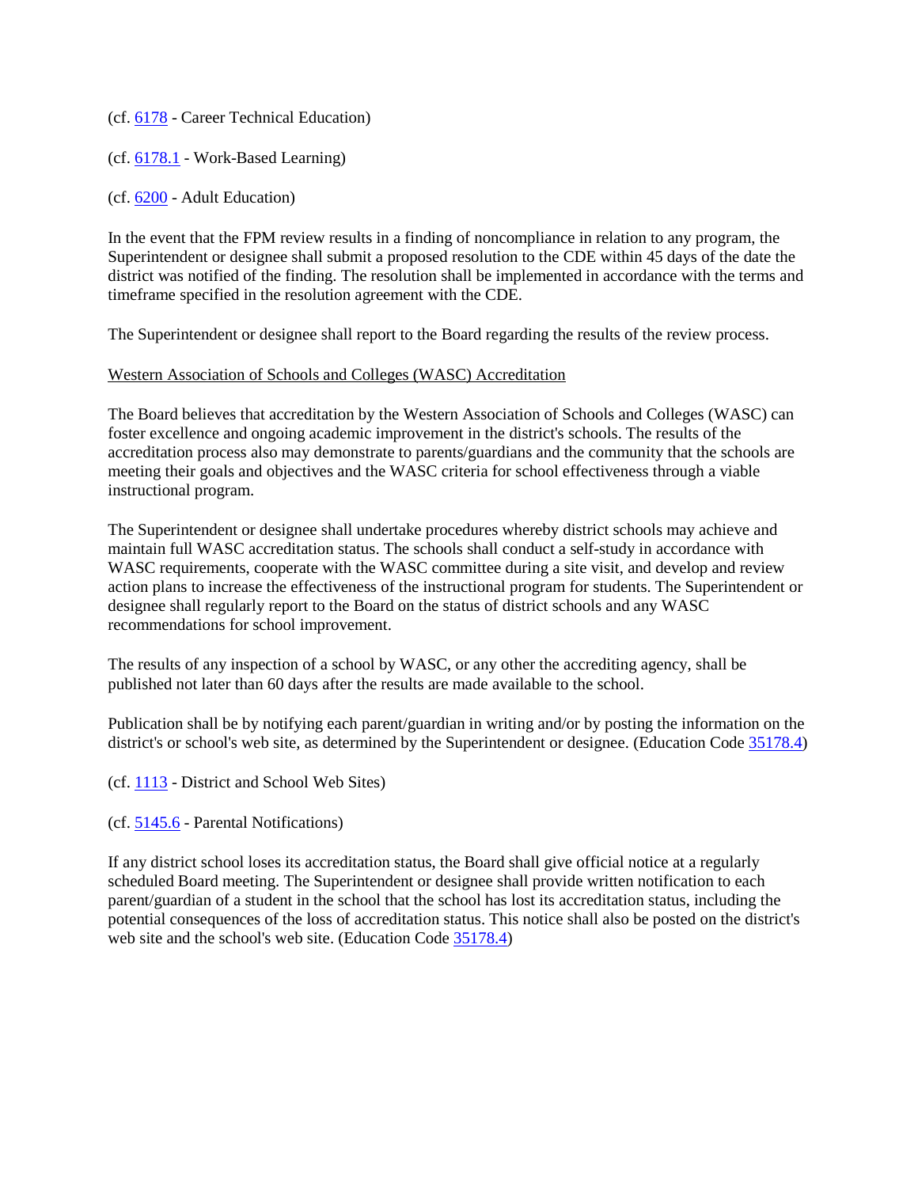(cf. 6178 - Career Technical Education)

(cf. 6178.1 - Work-Based Learning)

(cf. 6200 - Adult Education)

In the event that the FPM review results in a finding of noncompliance in relation to any program, the Superintendent or designee shall submit a proposed resolution to the CDE within 45 days of the date the district was notified of the finding. The resolution shall be implemented in accordance with the terms and timeframe specified in the resolution agreement with the CDE.

The Superintendent or designee shall report to the Board regarding the results of the review process.

## Western Association of Schools and Colleges (WASC) Accreditation

The Board believes that accreditation by the Western Association of Schools and Colleges (WASC) can foster excellence and ongoing academic improvement in the district's schools. The results of the accreditation process also may demonstrate to parents/guardians and the community that the schools are meeting their goals and objectives and the WASC criteria for school effectiveness through a viable instructional program.

The Superintendent or designee shall undertake procedures whereby district schools may achieve and maintain full WASC accreditation status. The schools shall conduct a self-study in accordance with WASC requirements, cooperate with the WASC committee during a site visit, and develop and review action plans to increase the effectiveness of the instructional program for students. The Superintendent or designee shall regularly report to the Board on the status of district schools and any WASC recommendations for school improvement.

The results of any inspection of a school by WASC, or any other the accrediting agency, shall be published not later than 60 days after the results are made available to the school.

Publication shall be by notifying each parent/guardian in writing and/or by posting the information on the district's or school's web site, as determined by the Superintendent or designee. (Education Code 35178.4)

(cf. 1113 - District and School Web Sites)

(cf. 5145.6 - Parental Notifications)

If any district school loses its accreditation status, the Board shall give official notice at a regularly scheduled Board meeting. The Superintendent or designee shall provide written notification to each parent/guardian of a student in the school that the school has lost its accreditation status, including the potential consequences of the loss of accreditation status. This notice shall also be posted on the district's web site and the school's web site. (Education Code 35178.4)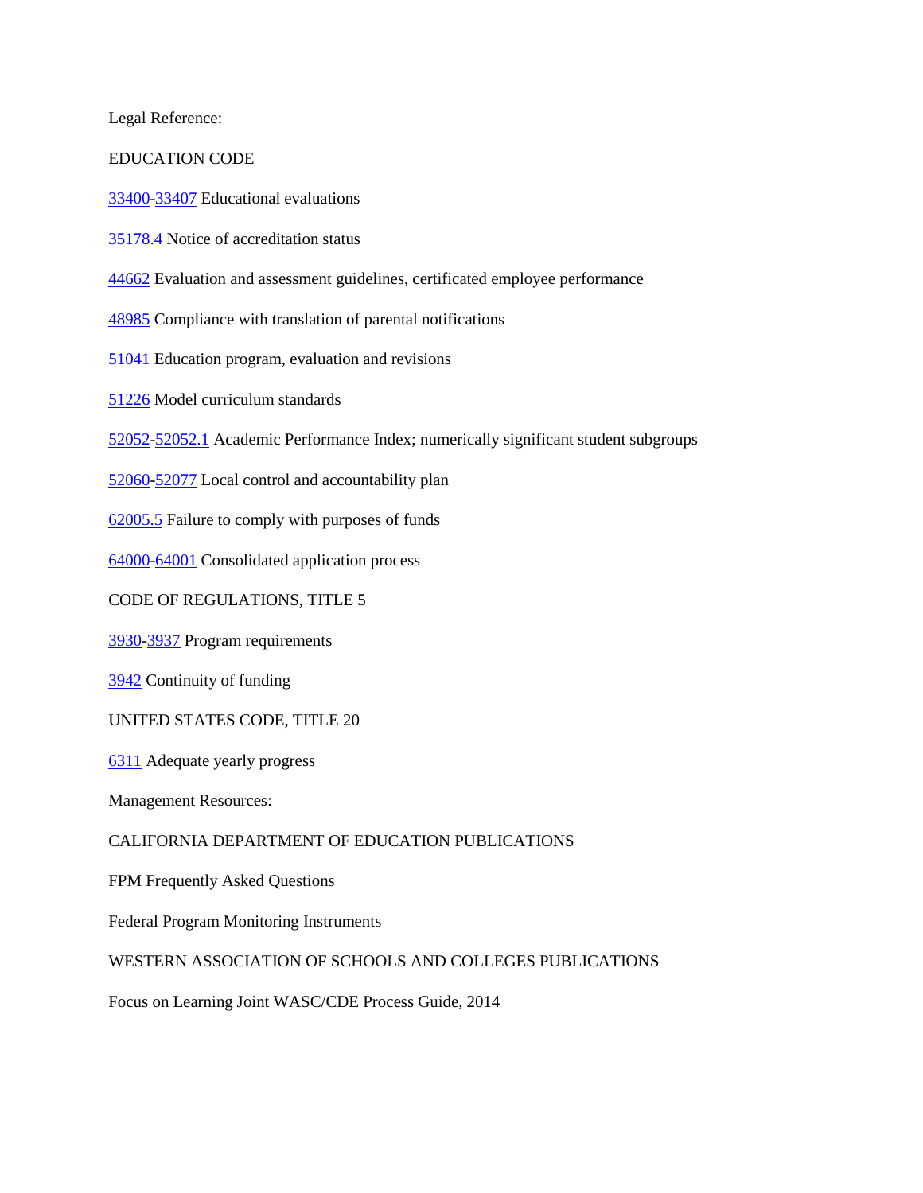Legal Reference:

EDUCATION CODE

33400-33407 Educational evaluations

35178.4 Notice of accreditation status

44662 Evaluation and assessment guidelines, certificated employee performance

48985 Compliance with translation of parental notifications

51041 Education program, evaluation and revisions

51226 Model curriculum standards

52052-52052.1 Academic Performance Index; numerically significant student subgroups

52060-52077 Local control and accountability plan

62005.5 Failure to comply with purposes of funds

64000-64001 Consolidated application process

CODE OF REGULATIONS, TITLE 5

3930-3937 Program requirements

3942 Continuity of funding

UNITED STATES CODE, TITLE 20

6311 Adequate yearly progress

Management Resources:

CALIFORNIA DEPARTMENT OF EDUCATION PUBLICATIONS

FPM Frequently Asked Questions

Federal Program Monitoring Instruments

WESTERN ASSOCIATION OF SCHOOLS AND COLLEGES PUBLICATIONS

Focus on Learning Joint WASC/CDE Process Guide, 2014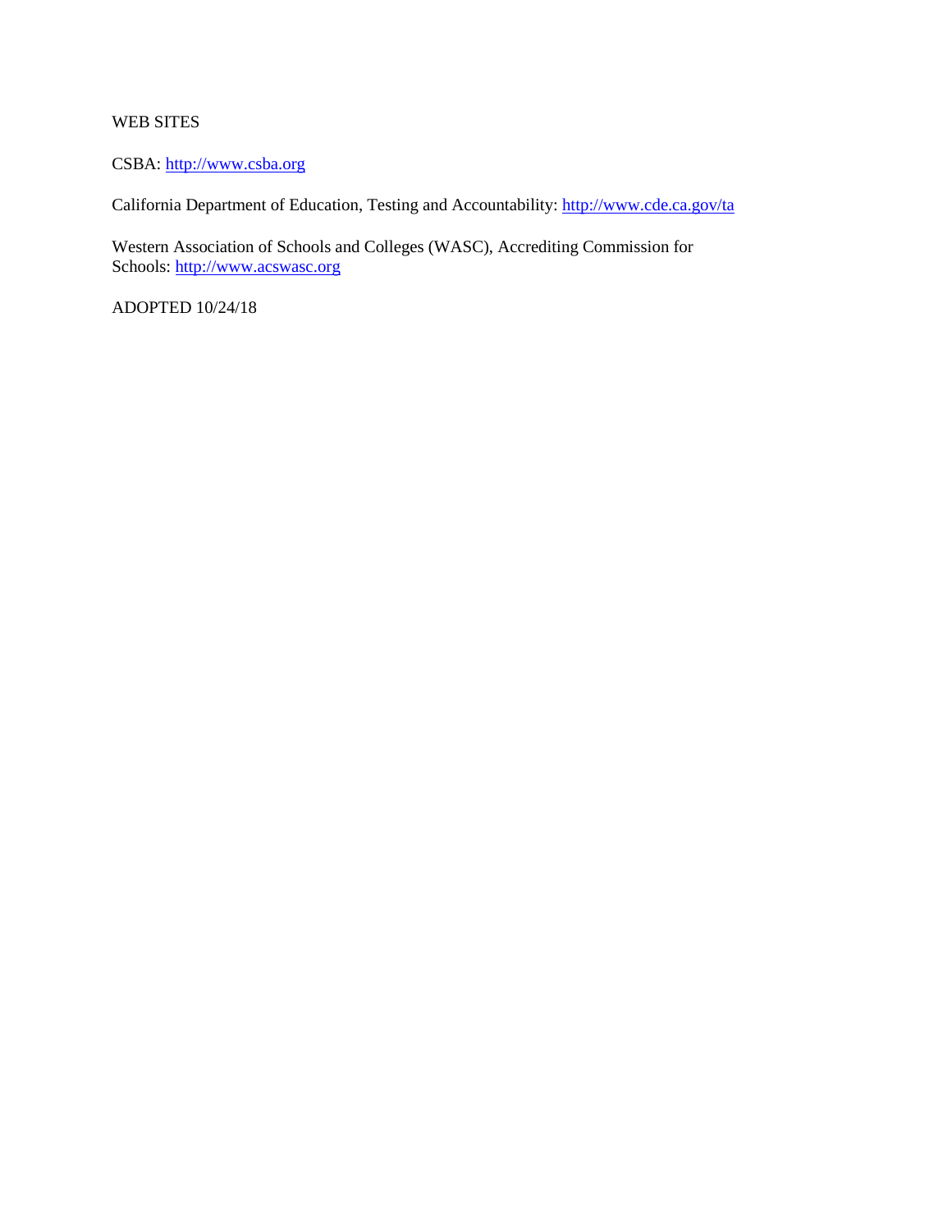WEB SITES

CSBA: http://www.csba.org

California Department of Education, Testing and Accountability: http://www.cde.ca.gov/ta

Western Association of Schools and Colleges (WASC), Accrediting Commission for Schools: http://www.acswasc.org

ADOPTED 10/24/18